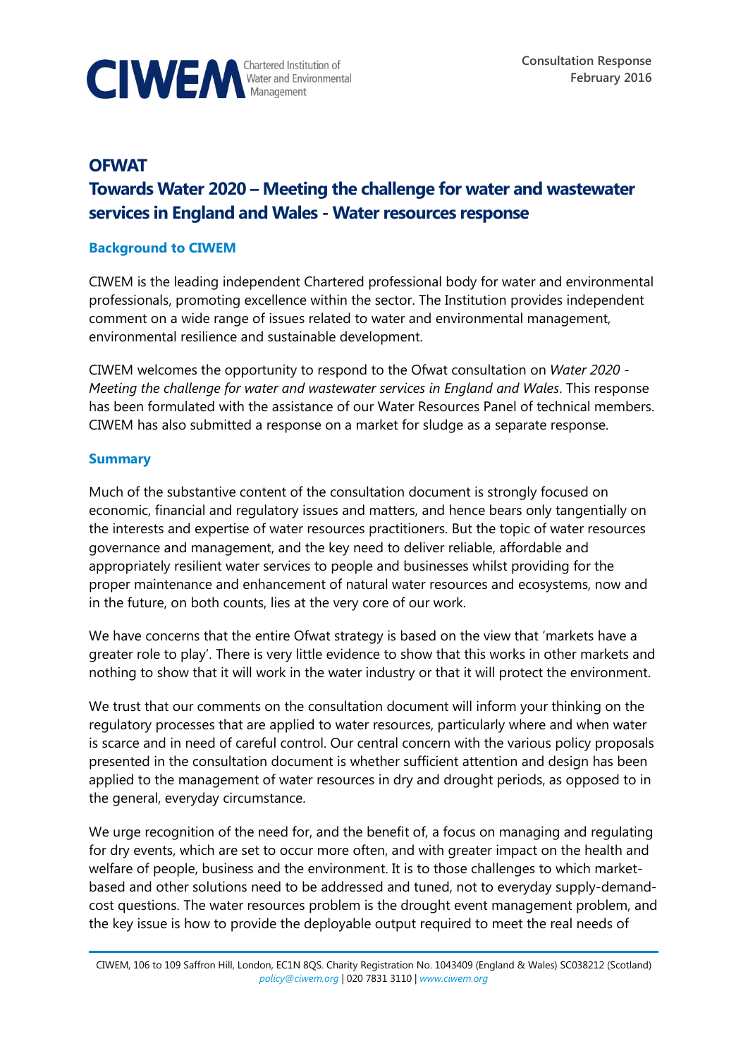CIWEM Chartered Institution of Water and Environmental Management

Consultation Response
February 2016

# OFWAT
# Towards Water 2020 – Meeting the challenge for water and wastewater services in England and Wales - Water resources response

## Background to CIWEM

CIWEM is the leading independent Chartered professional body for water and environmental professionals, promoting excellence within the sector. The Institution provides independent comment on a wide range of issues related to water and environmental management, environmental resilience and sustainable development.

CIWEM welcomes the opportunity to respond to the Ofwat consultation on *Water 2020 - Meeting the challenge for water and wastewater services in England and Wales*. This response has been formulated with the assistance of our Water Resources Panel of technical members. CIWEM has also submitted a response on a market for sludge as a separate response.

## Summary

Much of the substantive content of the consultation document is strongly focused on economic, financial and regulatory issues and matters, and hence bears only tangentially on the interests and expertise of water resources practitioners. But the topic of water resources governance and management, and the key need to deliver reliable, affordable and appropriately resilient water services to people and businesses whilst providing for the proper maintenance and enhancement of natural water resources and ecosystems, now and in the future, on both counts, lies at the very core of our work.

We have concerns that the entire Ofwat strategy is based on the view that 'markets have a greater role to play'. There is very little evidence to show that this works in other markets and nothing to show that it will work in the water industry or that it will protect the environment.

We trust that our comments on the consultation document will inform your thinking on the regulatory processes that are applied to water resources, particularly where and when water is scarce and in need of careful control. Our central concern with the various policy proposals presented in the consultation document is whether sufficient attention and design has been applied to the management of water resources in dry and drought periods, as opposed to in the general, everyday circumstance.

We urge recognition of the need for, and the benefit of, a focus on managing and regulating for dry events, which are set to occur more often, and with greater impact on the health and welfare of people, business and the environment. It is to those challenges to which market-based and other solutions need to be addressed and tuned, not to everyday supply-demand-cost questions. The water resources problem is the drought event management problem, and the key issue is how to provide the deployable output required to meet the real needs of

CIWEM, 106 to 109 Saffron Hill, London, EC1N 8QS. Charity Registration No. 1043409 (England & Wales) SC038212 (Scotland)
policy@ciwem.org | 020 7831 3110 | www.ciwem.org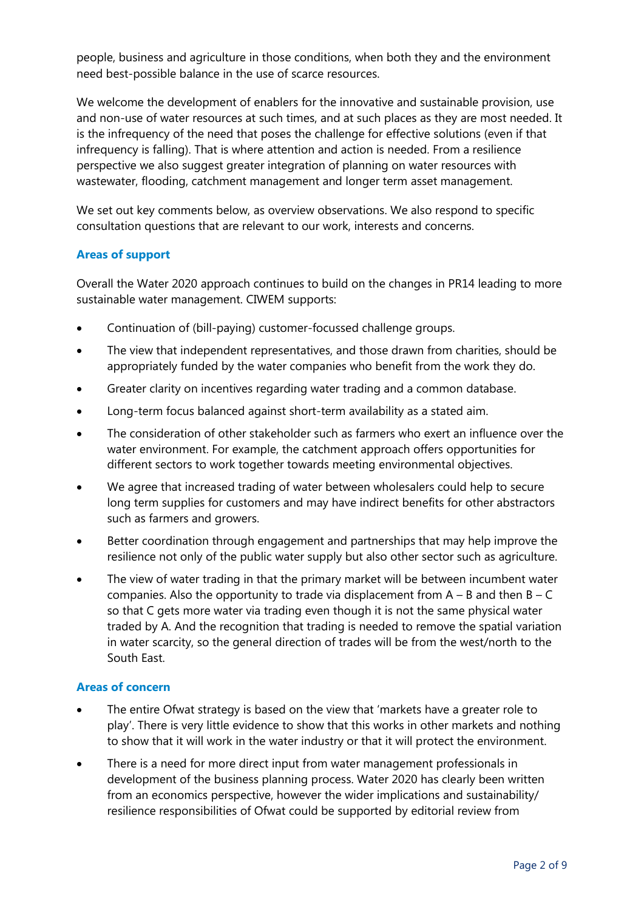people, business and agriculture in those conditions, when both they and the environment need best-possible balance in the use of scarce resources.

We welcome the development of enablers for the innovative and sustainable provision, use and non-use of water resources at such times, and at such places as they are most needed. It is the infrequency of the need that poses the challenge for effective solutions (even if that infrequency is falling). That is where attention and action is needed. From a resilience perspective we also suggest greater integration of planning on water resources with wastewater, flooding, catchment management and longer term asset management.

We set out key comments below, as overview observations. We also respond to specific consultation questions that are relevant to our work, interests and concerns.

### Areas of support

Overall the Water 2020 approach continues to build on the changes in PR14 leading to more sustainable water management. CIWEM supports:

- Continuation of (bill-paying) customer-focussed challenge groups.
- The view that independent representatives, and those drawn from charities, should be appropriately funded by the water companies who benefit from the work they do.
- Greater clarity on incentives regarding water trading and a common database.
- Long-term focus balanced against short-term availability as a stated aim.
- The consideration of other stakeholder such as farmers who exert an influence over the water environment. For example, the catchment approach offers opportunities for different sectors to work together towards meeting environmental objectives.
- We agree that increased trading of water between wholesalers could help to secure long term supplies for customers and may have indirect benefits for other abstractors such as farmers and growers.
- Better coordination through engagement and partnerships that may help improve the resilience not only of the public water supply but also other sector such as agriculture.
- The view of water trading in that the primary market will be between incumbent water companies. Also the opportunity to trade via displacement from A – B and then B – C so that C gets more water via trading even though it is not the same physical water traded by A. And the recognition that trading is needed to remove the spatial variation in water scarcity, so the general direction of trades will be from the west/north to the South East.

### Areas of concern

- The entire Ofwat strategy is based on the view that 'markets have a greater role to play'. There is very little evidence to show that this works in other markets and nothing to show that it will work in the water industry or that it will protect the environment.
- There is a need for more direct input from water management professionals in development of the business planning process. Water 2020 has clearly been written from an economics perspective, however the wider implications and sustainability/ resilience responsibilities of Ofwat could be supported by editorial review from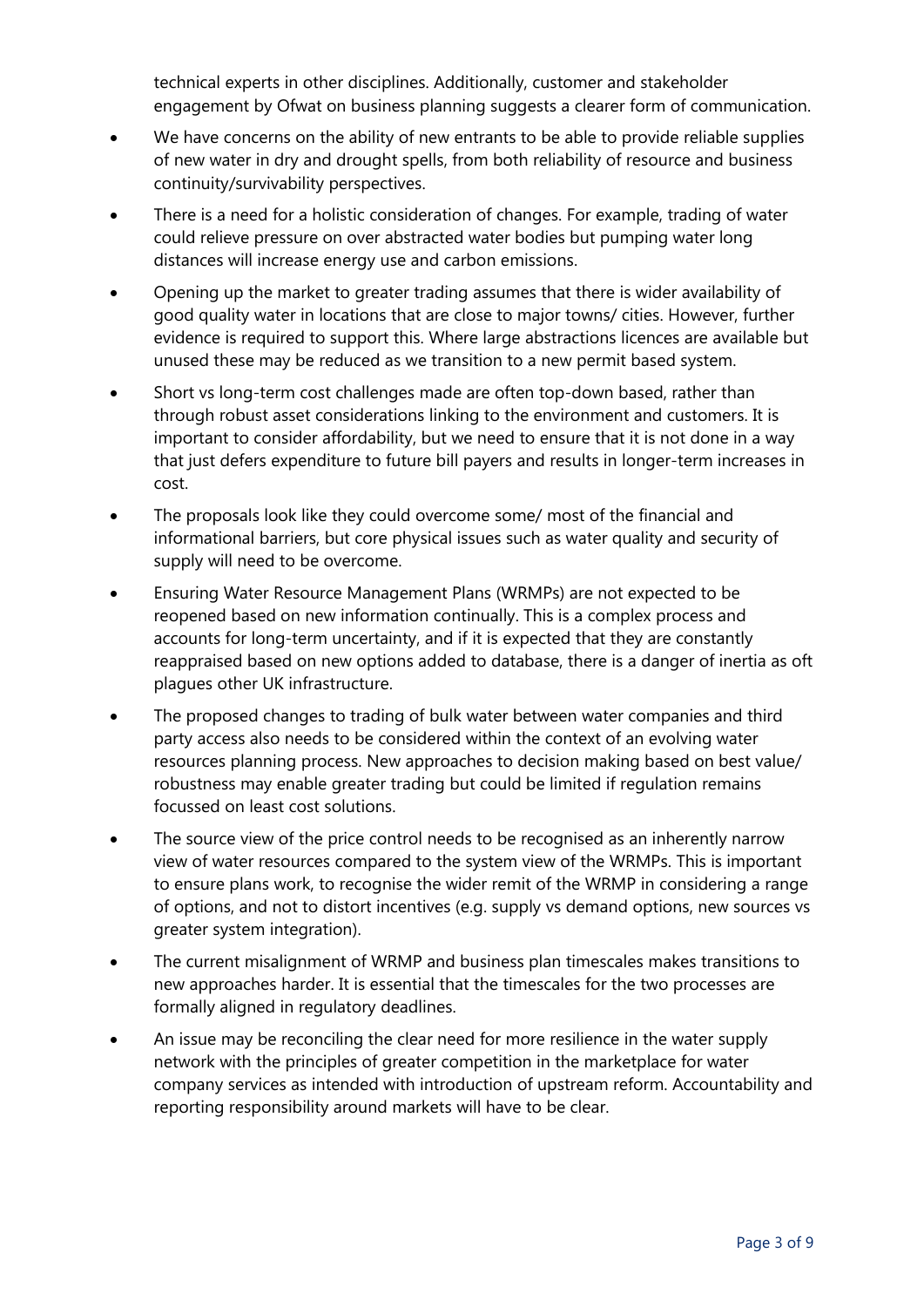technical experts in other disciplines. Additionally, customer and stakeholder engagement by Ofwat on business planning suggests a clearer form of communication.

- We have concerns on the ability of new entrants to be able to provide reliable supplies of new water in dry and drought spells, from both reliability of resource and business continuity/survivability perspectives.
- There is a need for a holistic consideration of changes. For example, trading of water could relieve pressure on over abstracted water bodies but pumping water long distances will increase energy use and carbon emissions.
- Opening up the market to greater trading assumes that there is wider availability of good quality water in locations that are close to major towns/ cities. However, further evidence is required to support this. Where large abstractions licences are available but unused these may be reduced as we transition to a new permit based system.
- Short vs long-term cost challenges made are often top-down based, rather than through robust asset considerations linking to the environment and customers. It is important to consider affordability, but we need to ensure that it is not done in a way that just defers expenditure to future bill payers and results in longer-term increases in cost.
- The proposals look like they could overcome some/ most of the financial and informational barriers, but core physical issues such as water quality and security of supply will need to be overcome.
- Ensuring Water Resource Management Plans (WRMPs) are not expected to be reopened based on new information continually. This is a complex process and accounts for long-term uncertainty, and if it is expected that they are constantly reappraised based on new options added to database, there is a danger of inertia as oft plagues other UK infrastructure.
- The proposed changes to trading of bulk water between water companies and third party access also needs to be considered within the context of an evolving water resources planning process. New approaches to decision making based on best value/ robustness may enable greater trading but could be limited if regulation remains focussed on least cost solutions.
- The source view of the price control needs to be recognised as an inherently narrow view of water resources compared to the system view of the WRMPs. This is important to ensure plans work, to recognise the wider remit of the WRMP in considering a range of options, and not to distort incentives (e.g. supply vs demand options, new sources vs greater system integration).
- The current misalignment of WRMP and business plan timescales makes transitions to new approaches harder. It is essential that the timescales for the two processes are formally aligned in regulatory deadlines.
- An issue may be reconciling the clear need for more resilience in the water supply network with the principles of greater competition in the marketplace for water company services as intended with introduction of upstream reform. Accountability and reporting responsibility around markets will have to be clear.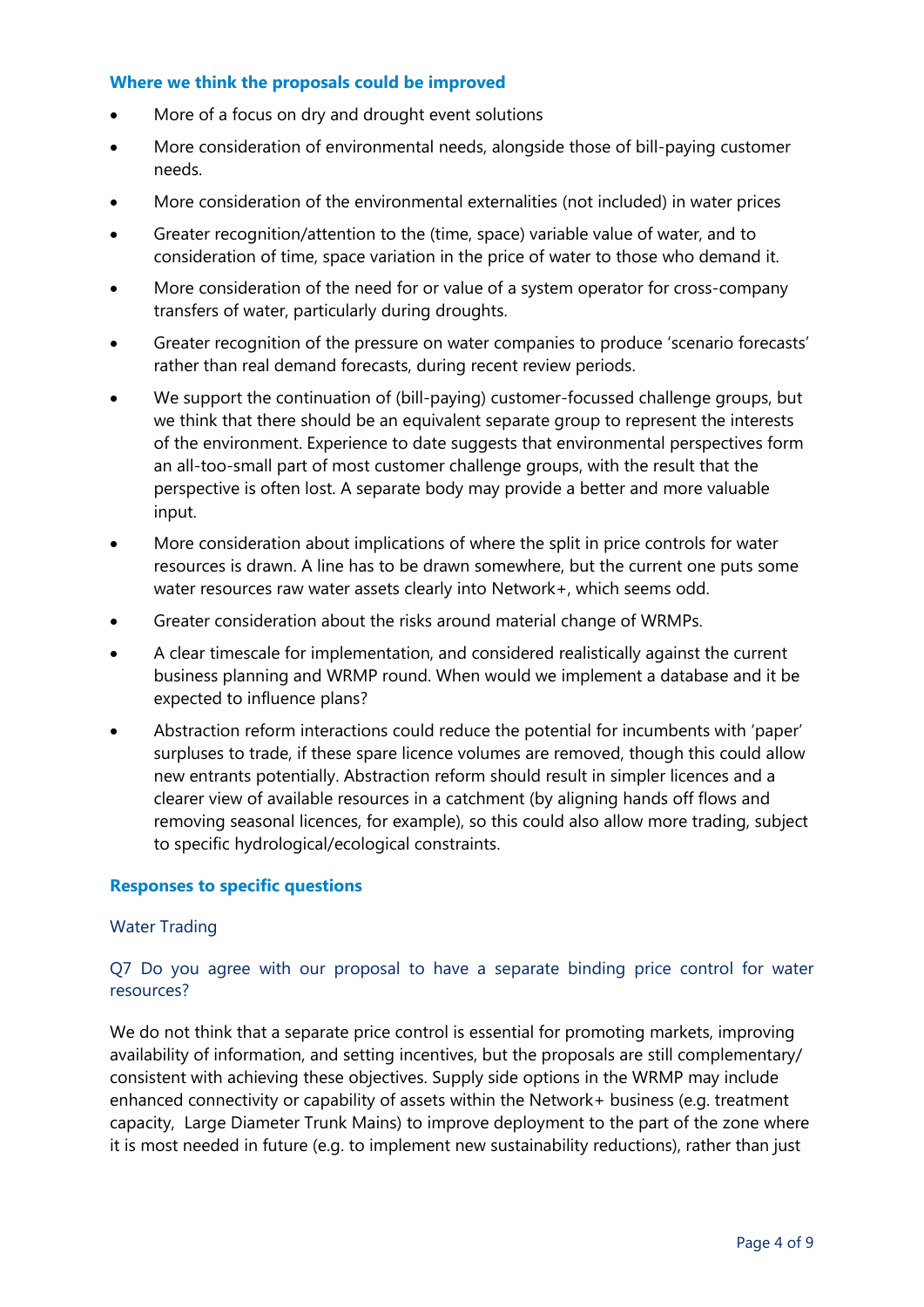### Where we think the proposals could be improved

- More of a focus on dry and drought event solutions
- More consideration of environmental needs, alongside those of bill-paying customer needs.
- More consideration of the environmental externalities (not included) in water prices
- Greater recognition/attention to the (time, space) variable value of water, and to consideration of time, space variation in the price of water to those who demand it.
- More consideration of the need for or value of a system operator for cross-company transfers of water, particularly during droughts.
- Greater recognition of the pressure on water companies to produce 'scenario forecasts' rather than real demand forecasts, during recent review periods.
- We support the continuation of (bill-paying) customer-focussed challenge groups, but we think that there should be an equivalent separate group to represent the interests of the environment. Experience to date suggests that environmental perspectives form an all-too-small part of most customer challenge groups, with the result that the perspective is often lost. A separate body may provide a better and more valuable input.
- More consideration about implications of where the split in price controls for water resources is drawn. A line has to be drawn somewhere, but the current one puts some water resources raw water assets clearly into Network+, which seems odd.
- Greater consideration about the risks around material change of WRMPs.
- A clear timescale for implementation, and considered realistically against the current business planning and WRMP round. When would we implement a database and it be expected to influence plans?
- Abstraction reform interactions could reduce the potential for incumbents with 'paper' surpluses to trade, if these spare licence volumes are removed, though this could allow new entrants potentially. Abstraction reform should result in simpler licences and a clearer view of available resources in a catchment (by aligning hands off flows and removing seasonal licences, for example), so this could also allow more trading, subject to specific hydrological/ecological constraints.

### Responses to specific questions

#### Water Trading

##### Q7 Do you agree with our proposal to have a separate binding price control for water resources?

We do not think that a separate price control is essential for promoting markets, improving availability of information, and setting incentives, but the proposals are still complementary/ consistent with achieving these objectives. Supply side options in the WRMP may include enhanced connectivity or capability of assets within the Network+ business (e.g. treatment capacity, Large Diameter Trunk Mains) to improve deployment to the part of the zone where it is most needed in future (e.g. to implement new sustainability reductions), rather than just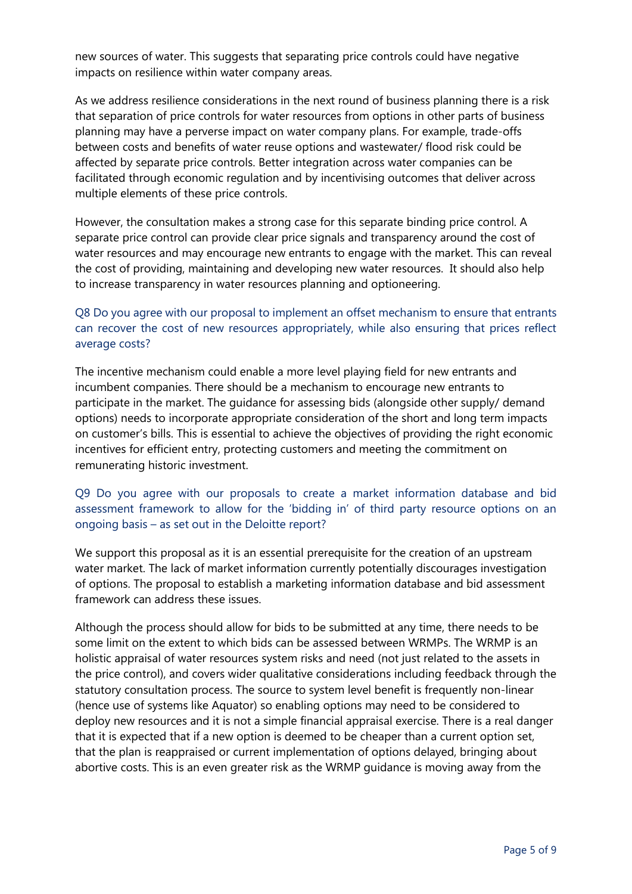new sources of water. This suggests that separating price controls could have negative impacts on resilience within water company areas.

As we address resilience considerations in the next round of business planning there is a risk that separation of price controls for water resources from options in other parts of business planning may have a perverse impact on water company plans. For example, trade-offs between costs and benefits of water reuse options and wastewater/ flood risk could be affected by separate price controls. Better integration across water companies can be facilitated through economic regulation and by incentivising outcomes that deliver across multiple elements of these price controls.

However, the consultation makes a strong case for this separate binding price control. A separate price control can provide clear price signals and transparency around the cost of water resources and may encourage new entrants to engage with the market. This can reveal the cost of providing, maintaining and developing new water resources. It should also help to increase transparency in water resources planning and optioneering.

### Q8 Do you agree with our proposal to implement an offset mechanism to ensure that entrants can recover the cost of new resources appropriately, while also ensuring that prices reflect average costs?

The incentive mechanism could enable a more level playing field for new entrants and incumbent companies. There should be a mechanism to encourage new entrants to participate in the market. The guidance for assessing bids (alongside other supply/ demand options) needs to incorporate appropriate consideration of the short and long term impacts on customer's bills. This is essential to achieve the objectives of providing the right economic incentives for efficient entry, protecting customers and meeting the commitment on remunerating historic investment.

### Q9 Do you agree with our proposals to create a market information database and bid assessment framework to allow for the 'bidding in' of third party resource options on an ongoing basis – as set out in the Deloitte report?

We support this proposal as it is an essential prerequisite for the creation of an upstream water market. The lack of market information currently potentially discourages investigation of options. The proposal to establish a marketing information database and bid assessment framework can address these issues.

Although the process should allow for bids to be submitted at any time, there needs to be some limit on the extent to which bids can be assessed between WRMPs. The WRMP is an holistic appraisal of water resources system risks and need (not just related to the assets in the price control), and covers wider qualitative considerations including feedback through the statutory consultation process. The source to system level benefit is frequently non-linear (hence use of systems like Aquator) so enabling options may need to be considered to deploy new resources and it is not a simple financial appraisal exercise. There is a real danger that it is expected that if a new option is deemed to be cheaper than a current option set, that the plan is reappraised or current implementation of options delayed, bringing about abortive costs. This is an even greater risk as the WRMP guidance is moving away from the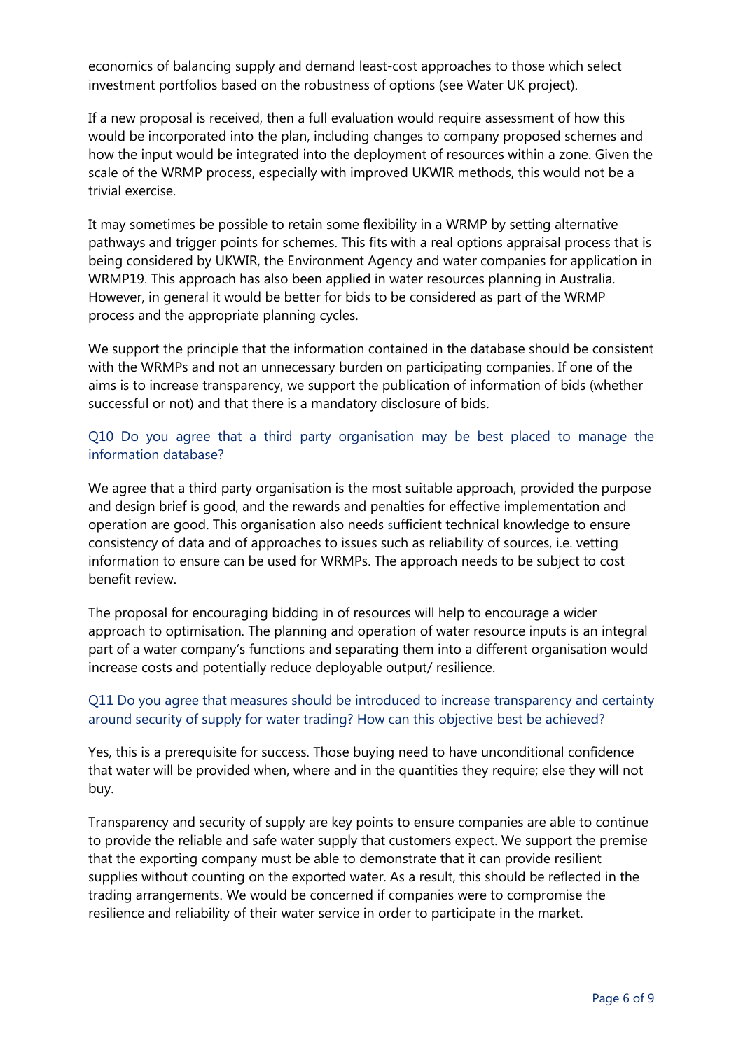economics of balancing supply and demand least-cost approaches to those which select investment portfolios based on the robustness of options (see Water UK project).

If a new proposal is received, then a full evaluation would require assessment of how this would be incorporated into the plan, including changes to company proposed schemes and how the input would be integrated into the deployment of resources within a zone. Given the scale of the WRMP process, especially with improved UKWIR methods, this would not be a trivial exercise.

It may sometimes be possible to retain some flexibility in a WRMP by setting alternative pathways and trigger points for schemes. This fits with a real options appraisal process that is being considered by UKWIR, the Environment Agency and water companies for application in WRMP19. This approach has also been applied in water resources planning in Australia. However, in general it would be better for bids to be considered as part of the WRMP process and the appropriate planning cycles.

We support the principle that the information contained in the database should be consistent with the WRMPs and not an unnecessary burden on participating companies. If one of the aims is to increase transparency, we support the publication of information of bids (whether successful or not) and that there is a mandatory disclosure of bids.

### Q10 Do you agree that a third party organisation may be best placed to manage the information database?

We agree that a third party organisation is the most suitable approach, provided the purpose and design brief is good, and the rewards and penalties for effective implementation and operation are good. This organisation also needs sufficient technical knowledge to ensure consistency of data and of approaches to issues such as reliability of sources, i.e. vetting information to ensure can be used for WRMPs. The approach needs to be subject to cost benefit review.

The proposal for encouraging bidding in of resources will help to encourage a wider approach to optimisation. The planning and operation of water resource inputs is an integral part of a water company's functions and separating them into a different organisation would increase costs and potentially reduce deployable output/ resilience.

### Q11 Do you agree that measures should be introduced to increase transparency and certainty around security of supply for water trading? How can this objective best be achieved?

Yes, this is a prerequisite for success. Those buying need to have unconditional confidence that water will be provided when, where and in the quantities they require; else they will not buy.

Transparency and security of supply are key points to ensure companies are able to continue to provide the reliable and safe water supply that customers expect. We support the premise that the exporting company must be able to demonstrate that it can provide resilient supplies without counting on the exported water. As a result, this should be reflected in the trading arrangements. We would be concerned if companies were to compromise the resilience and reliability of their water service in order to participate in the market.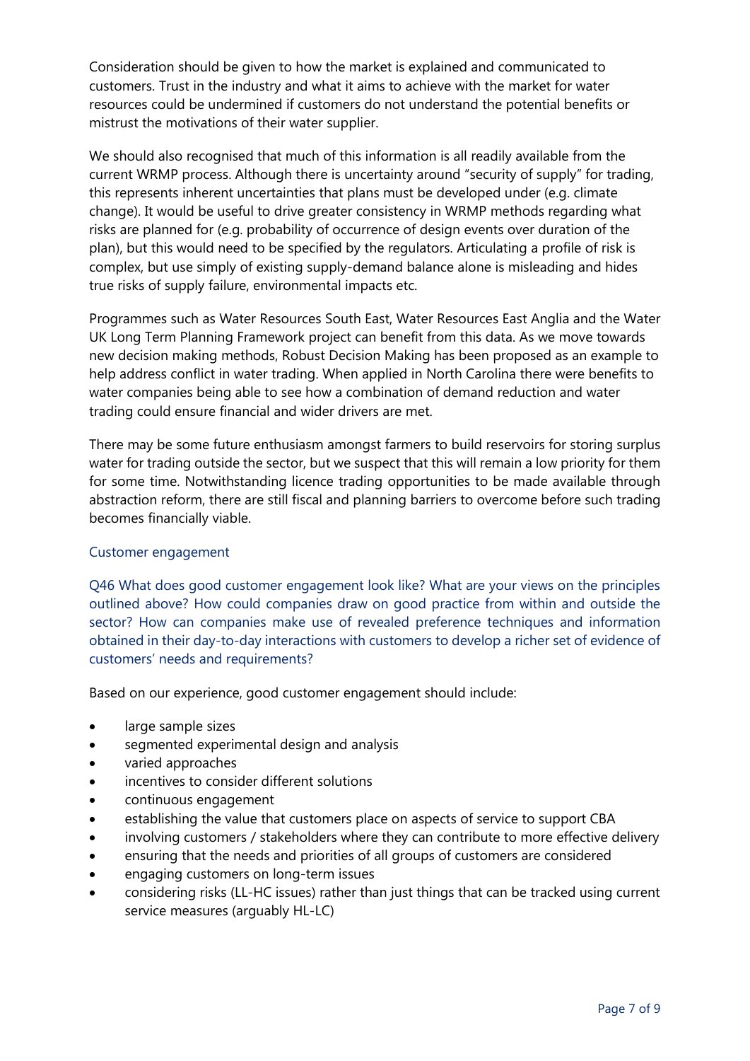Consideration should be given to how the market is explained and communicated to customers. Trust in the industry and what it aims to achieve with the market for water resources could be undermined if customers do not understand the potential benefits or mistrust the motivations of their water supplier.

We should also recognised that much of this information is all readily available from the current WRMP process. Although there is uncertainty around "security of supply" for trading, this represents inherent uncertainties that plans must be developed under (e.g. climate change). It would be useful to drive greater consistency in WRMP methods regarding what risks are planned for (e.g. probability of occurrence of design events over duration of the plan), but this would need to be specified by the regulators. Articulating a profile of risk is complex, but use simply of existing supply-demand balance alone is misleading and hides true risks of supply failure, environmental impacts etc.

Programmes such as Water Resources South East, Water Resources East Anglia and the Water UK Long Term Planning Framework project can benefit from this data. As we move towards new decision making methods, Robust Decision Making has been proposed as an example to help address conflict in water trading. When applied in North Carolina there were benefits to water companies being able to see how a combination of demand reduction and water trading could ensure financial and wider drivers are met.

There may be some future enthusiasm amongst farmers to build reservoirs for storing surplus water for trading outside the sector, but we suspect that this will remain a low priority for them for some time. Notwithstanding licence trading opportunities to be made available through abstraction reform, there are still fiscal and planning barriers to overcome before such trading becomes financially viable.

## Customer engagement

Q46 What does good customer engagement look like? What are your views on the principles outlined above? How could companies draw on good practice from within and outside the sector? How can companies make use of revealed preference techniques and information obtained in their day-to-day interactions with customers to develop a richer set of evidence of customers' needs and requirements?

Based on our experience, good customer engagement should include:

- large sample sizes
- segmented experimental design and analysis
- varied approaches
- incentives to consider different solutions
- continuous engagement
- establishing the value that customers place on aspects of service to support CBA
- involving customers / stakeholders where they can contribute to more effective delivery
- ensuring that the needs and priorities of all groups of customers are considered
- engaging customers on long-term issues
- considering risks (LL-HC issues) rather than just things that can be tracked using current service measures (arguably HL-LC)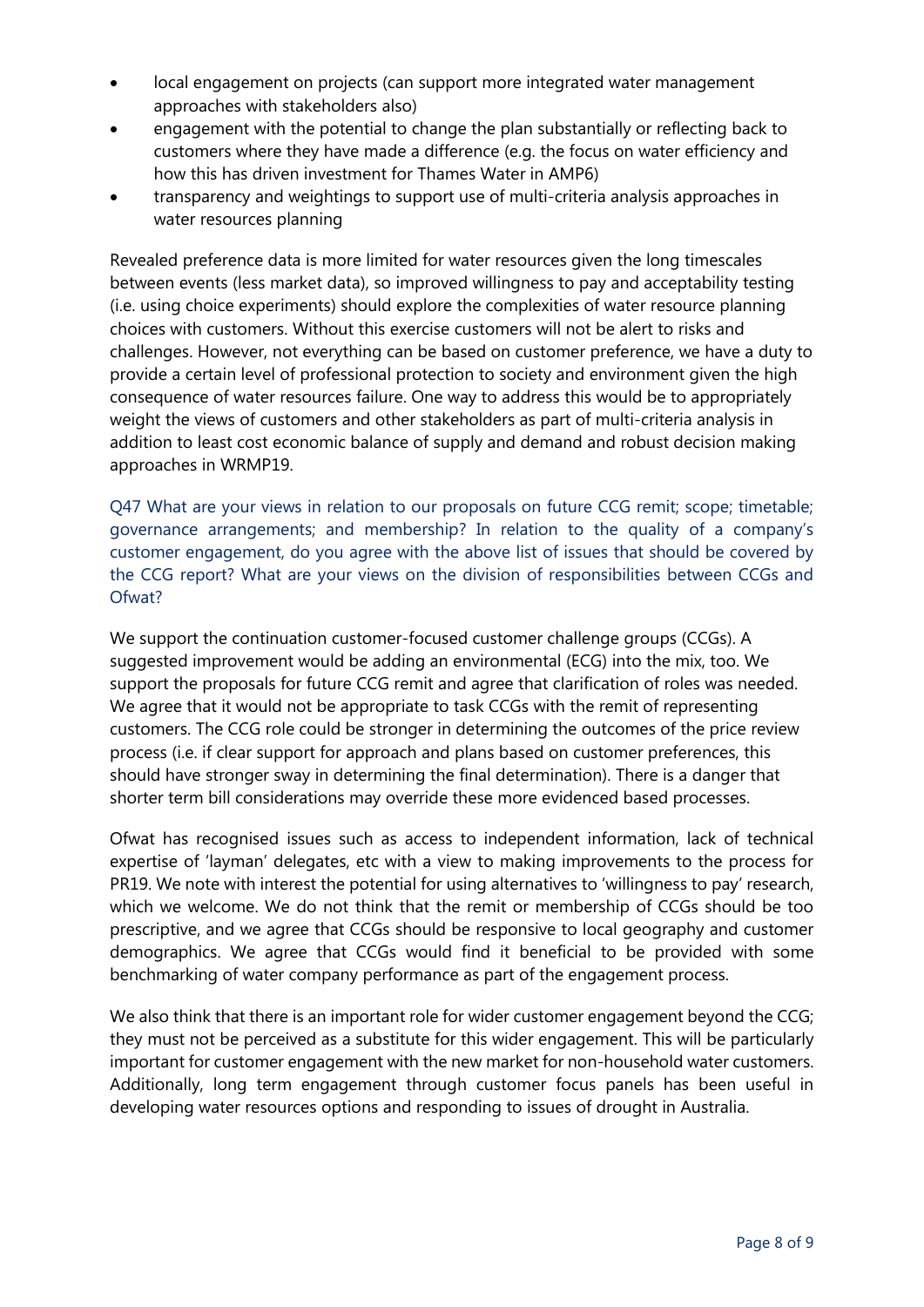- local engagement on projects (can support more integrated water management approaches with stakeholders also)
- engagement with the potential to change the plan substantially or reflecting back to customers where they have made a difference (e.g. the focus on water efficiency and how this has driven investment for Thames Water in AMP6)
- transparency and weightings to support use of multi-criteria analysis approaches in water resources planning

Revealed preference data is more limited for water resources given the long timescales between events (less market data), so improved willingness to pay and acceptability testing (i.e. using choice experiments) should explore the complexities of water resource planning choices with customers. Without this exercise customers will not be alert to risks and challenges. However, not everything can be based on customer preference, we have a duty to provide a certain level of professional protection to society and environment given the high consequence of water resources failure. One way to address this would be to appropriately weight the views of customers and other stakeholders as part of multi-criteria analysis in addition to least cost economic balance of supply and demand and robust decision making approaches in WRMP19.

Q47 What are your views in relation to our proposals on future CCG remit; scope; timetable; governance arrangements; and membership? In relation to the quality of a company's customer engagement, do you agree with the above list of issues that should be covered by the CCG report? What are your views on the division of responsibilities between CCGs and Ofwat?

We support the continuation customer-focused customer challenge groups (CCGs). A suggested improvement would be adding an environmental (ECG) into the mix, too. We support the proposals for future CCG remit and agree that clarification of roles was needed. We agree that it would not be appropriate to task CCGs with the remit of representing customers. The CCG role could be stronger in determining the outcomes of the price review process (i.e. if clear support for approach and plans based on customer preferences, this should have stronger sway in determining the final determination). There is a danger that shorter term bill considerations may override these more evidenced based processes.

Ofwat has recognised issues such as access to independent information, lack of technical expertise of 'layman' delegates, etc with a view to making improvements to the process for PR19. We note with interest the potential for using alternatives to 'willingness to pay' research, which we welcome. We do not think that the remit or membership of CCGs should be too prescriptive, and we agree that CCGs should be responsive to local geography and customer demographics. We agree that CCGs would find it beneficial to be provided with some benchmarking of water company performance as part of the engagement process.

We also think that there is an important role for wider customer engagement beyond the CCG; they must not be perceived as a substitute for this wider engagement. This will be particularly important for customer engagement with the new market for non-household water customers. Additionally, long term engagement through customer focus panels has been useful in developing water resources options and responding to issues of drought in Australia.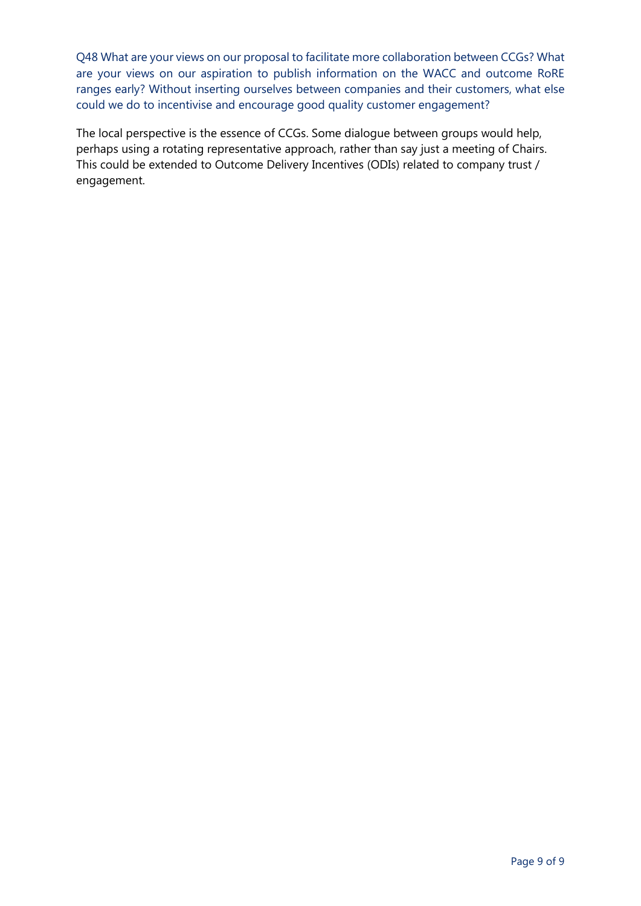Q48 What are your views on our proposal to facilitate more collaboration between CCGs? What are your views on our aspiration to publish information on the WACC and outcome RoRE ranges early? Without inserting ourselves between companies and their customers, what else could we do to incentivise and encourage good quality customer engagement?

The local perspective is the essence of CCGs. Some dialogue between groups would help, perhaps using a rotating representative approach, rather than say just a meeting of Chairs. This could be extended to Outcome Delivery Incentives (ODIs) related to company trust / engagement.